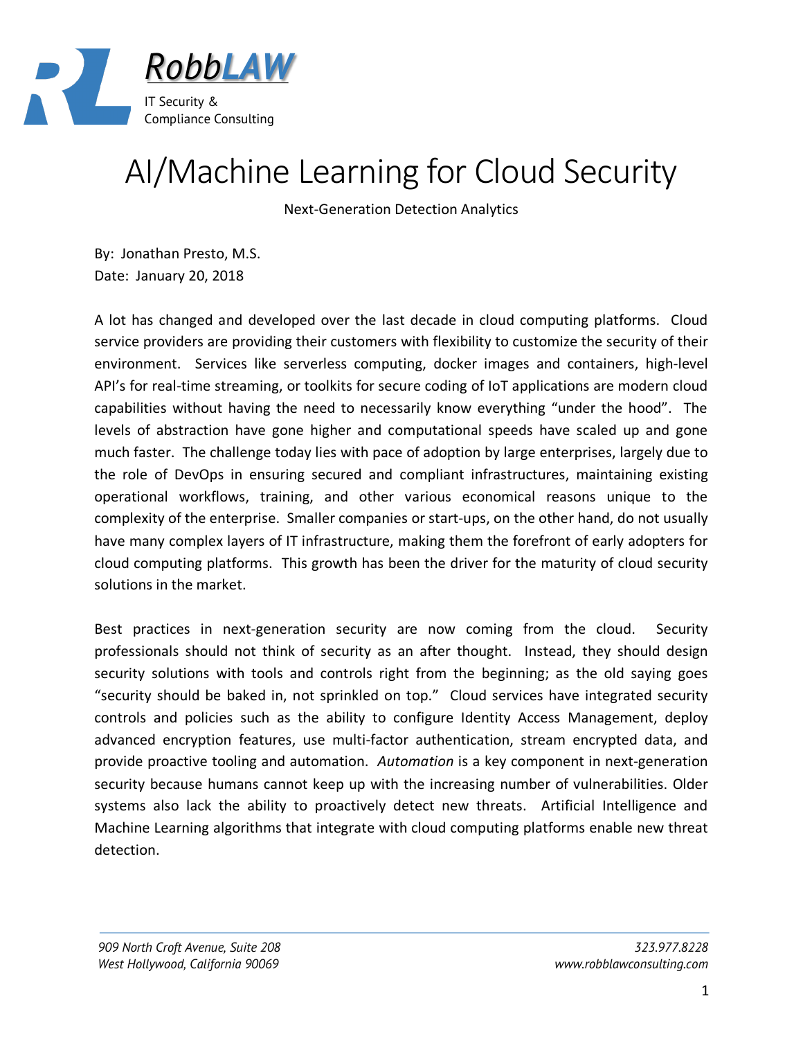RobbLAW

IT Security & Compliance Consulting

# AI/Machine Learning for Cloud Security

Next-Generation Detection Analytics

By: Jonathan Presto, M.S.
Date: January 20, 2018

A lot has changed and developed over the last decade in cloud computing platforms. Cloud service providers are providing their customers with flexibility to customize the security of their environment. Services like serverless computing, docker images and containers, high-level API's for real-time streaming, or toolkits for secure coding of IoT applications are modern cloud capabilities without having the need to necessarily know everything "under the hood". The levels of abstraction have gone higher and computational speeds have scaled up and gone much faster. The challenge today lies with pace of adoption by large enterprises, largely due to the role of DevOps in ensuring secured and compliant infrastructures, maintaining existing operational workflows, training, and other various economical reasons unique to the complexity of the enterprise. Smaller companies or start-ups, on the other hand, do not usually have many complex layers of IT infrastructure, making them the forefront of early adopters for cloud computing platforms. This growth has been the driver for the maturity of cloud security solutions in the market.

Best practices in next-generation security are now coming from the cloud. Security professionals should not think of security as an after thought. Instead, they should design security solutions with tools and controls right from the beginning; as the old saying goes "security should be baked in, not sprinkled on top." Cloud services have integrated security controls and policies such as the ability to configure Identity Access Management, deploy advanced encryption features, use multi-factor authentication, stream encrypted data, and provide proactive tooling and automation. *Automation* is a key component in next-generation security because humans cannot keep up with the increasing number of vulnerabilities. Older systems also lack the ability to proactively detect new threats. Artificial Intelligence and Machine Learning algorithms that integrate with cloud computing platforms enable new threat detection.

*909 North Croft Avenue, Suite 208*
*West Hollywood, California 90069*

*323.977.8228*
*www.robblawconsulting.com*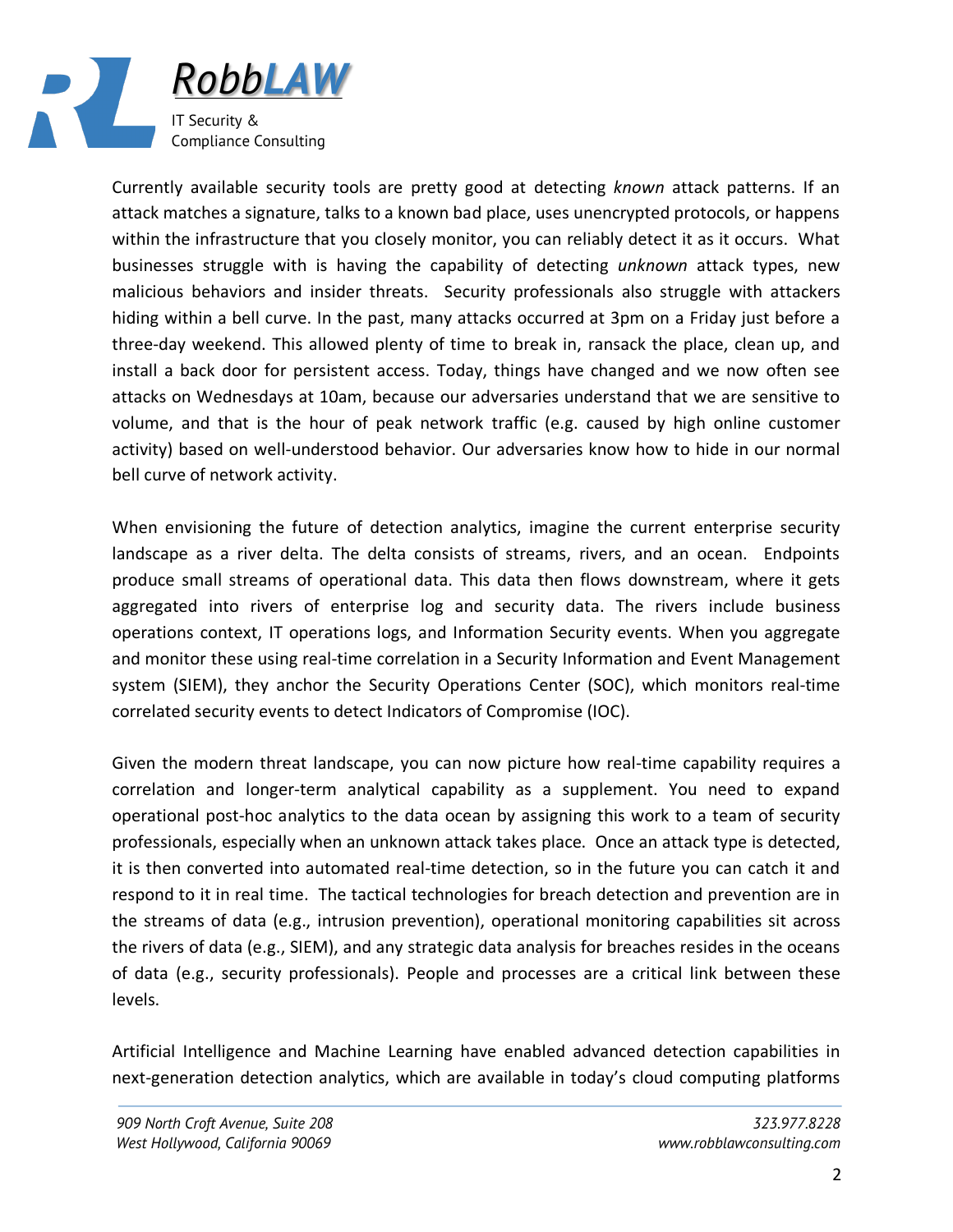Currently available security tools are pretty good at detecting *known* attack patterns. If an attack matches a signature, talks to a known bad place, uses unencrypted protocols, or happens within the infrastructure that you closely monitor, you can reliably detect it as it occurs. What businesses struggle with is having the capability of detecting *unknown* attack types, new malicious behaviors and insider threats. Security professionals also struggle with attackers hiding within a bell curve. In the past, many attacks occurred at 3pm on a Friday just before a three-day weekend. This allowed plenty of time to break in, ransack the place, clean up, and install a back door for persistent access. Today, things have changed and we now often see attacks on Wednesdays at 10am, because our adversaries understand that we are sensitive to volume, and that is the hour of peak network traffic (e.g. caused by high online customer activity) based on well-understood behavior. Our adversaries know how to hide in our normal bell curve of network activity.

When envisioning the future of detection analytics, imagine the current enterprise security landscape as a river delta. The delta consists of streams, rivers, and an ocean. Endpoints produce small streams of operational data. This data then flows downstream, where it gets aggregated into rivers of enterprise log and security data. The rivers include business operations context, IT operations logs, and Information Security events. When you aggregate and monitor these using real-time correlation in a Security Information and Event Management system (SIEM), they anchor the Security Operations Center (SOC), which monitors real-time correlated security events to detect Indicators of Compromise (IOC).

Given the modern threat landscape, you can now picture how real-time capability requires a correlation and longer-term analytical capability as a supplement. You need to expand operational post-hoc analytics to the data ocean by assigning this work to a team of security professionals, especially when an unknown attack takes place. Once an attack type is detected, it is then converted into automated real-time detection, so in the future you can catch it and respond to it in real time. The tactical technologies for breach detection and prevention are in the streams of data (e.g., intrusion prevention), operational monitoring capabilities sit across the rivers of data (e.g., SIEM), and any strategic data analysis for breaches resides in the oceans of data (e.g., security professionals). People and processes are a critical link between these levels.

Artificial Intelligence and Machine Learning have enabled advanced detection capabilities in next-generation detection analytics, which are available in today's cloud computing platforms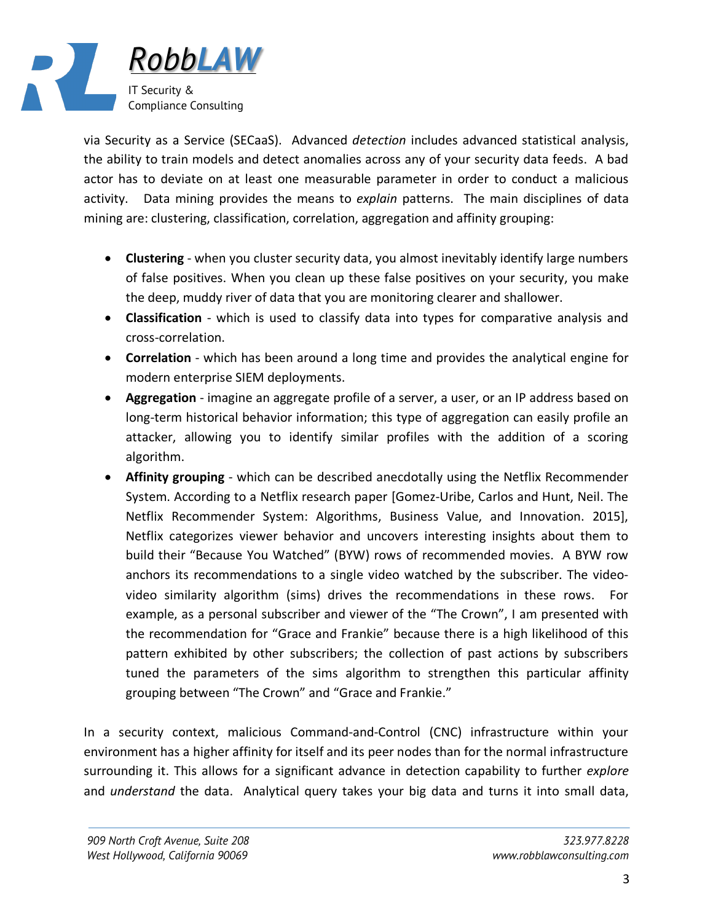via Security as a Service (SECaaS). Advanced *detection* includes advanced statistical analysis, the ability to train models and detect anomalies across any of your security data feeds. A bad actor has to deviate on at least one measurable parameter in order to conduct a malicious activity. Data mining provides the means to *explain* patterns. The main disciplines of data mining are: clustering, classification, correlation, aggregation and affinity grouping:

- **Clustering** - when you cluster security data, you almost inevitably identify large numbers of false positives. When you clean up these false positives on your security, you make the deep, muddy river of data that you are monitoring clearer and shallower.
- **Classification** - which is used to classify data into types for comparative analysis and cross-correlation.
- **Correlation** - which has been around a long time and provides the analytical engine for modern enterprise SIEM deployments.
- **Aggregation** - imagine an aggregate profile of a server, a user, or an IP address based on long-term historical behavior information; this type of aggregation can easily profile an attacker, allowing you to identify similar profiles with the addition of a scoring algorithm.
- **Affinity grouping** - which can be described anecdotally using the Netflix Recommender System. According to a Netflix research paper [Gomez-Uribe, Carlos and Hunt, Neil. The Netflix Recommender System: Algorithms, Business Value, and Innovation. 2015], Netflix categorizes viewer behavior and uncovers interesting insights about them to build their "Because You Watched" (BYW) rows of recommended movies. A BYW row anchors its recommendations to a single video watched by the subscriber. The video-video similarity algorithm (sims) drives the recommendations in these rows. For example, as a personal subscriber and viewer of the "The Crown", I am presented with the recommendation for "Grace and Frankie" because there is a high likelihood of this pattern exhibited by other subscribers; the collection of past actions by subscribers tuned the parameters of the sims algorithm to strengthen this particular affinity grouping between "The Crown" and "Grace and Frankie."

In a security context, malicious Command-and-Control (CNC) infrastructure within your environment has a higher affinity for itself and its peer nodes than for the normal infrastructure surrounding it. This allows for a significant advance in detection capability to further *explore* and *understand* the data. Analytical query takes your big data and turns it into small data,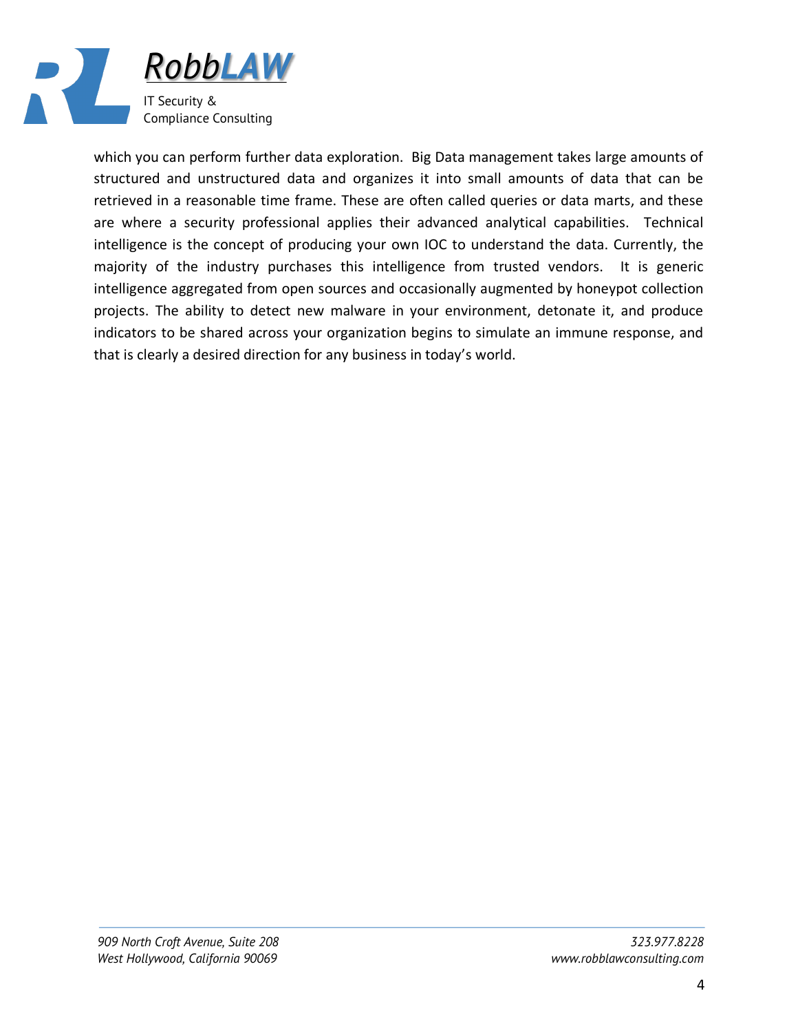which you can perform further data exploration.  Big Data management takes large amounts of structured and unstructured data and organizes it into small amounts of data that can be retrieved in a reasonable time frame. These are often called queries or data marts, and these are where a security professional applies their advanced analytical capabilities.  Technical intelligence is the concept of producing your own IOC to understand the data. Currently, the majority of the industry purchases this intelligence from trusted vendors.  It is generic intelligence aggregated from open sources and occasionally augmented by honeypot collection projects. The ability to detect new malware in your environment, detonate it, and produce indicators to be shared across your organization begins to simulate an immune response, and that is clearly a desired direction for any business in today's world.